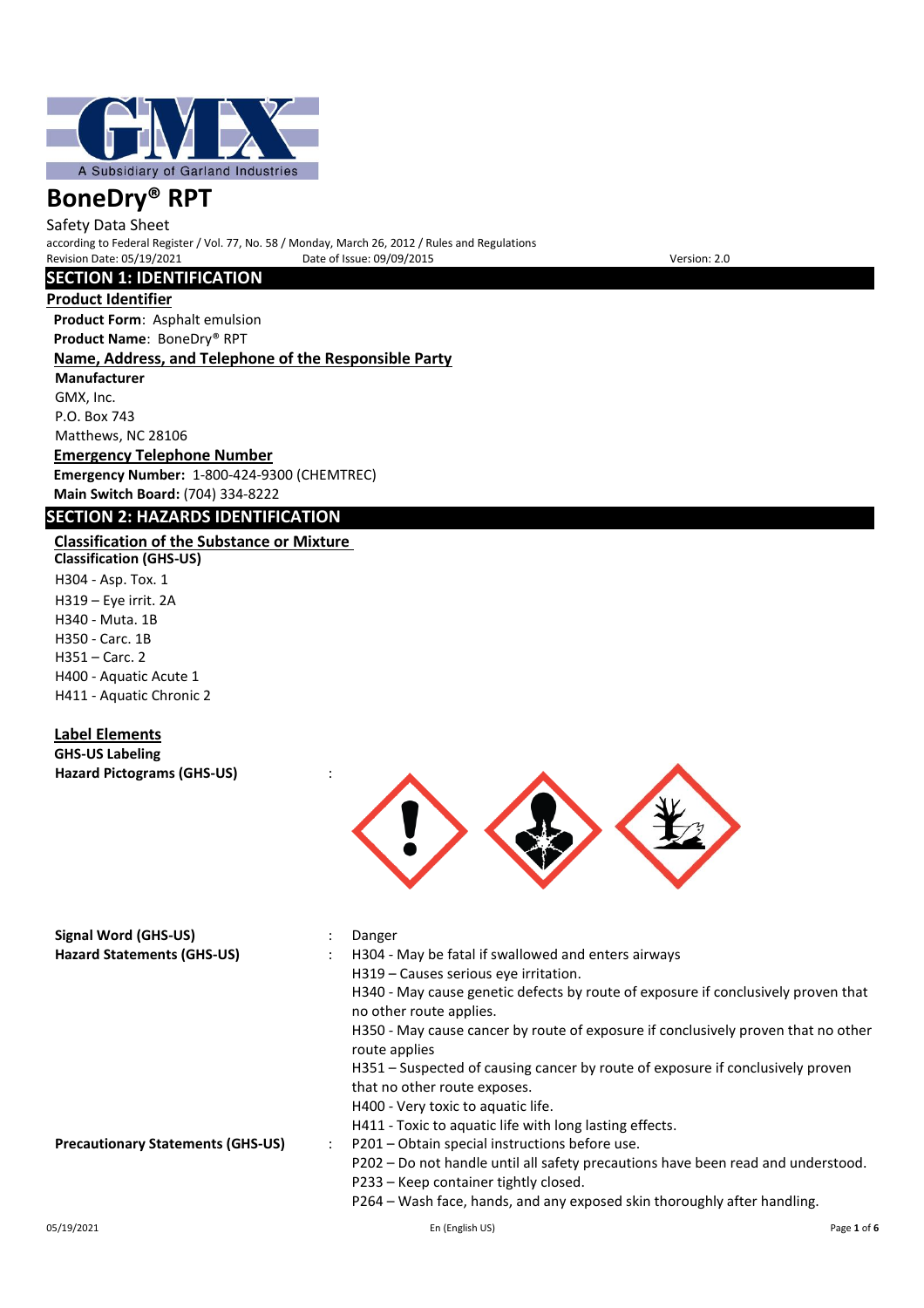GMX
A Subsidiary of Garland Industries

# BoneDry® RPT

Safety Data Sheet
according to Federal Register / Vol. 77, No. 58 / Monday, March 26, 2012 / Rules and Regulations
Revision Date: 05/19/2021 Date of Issue: 09/09/2015 Version: 2.0

## SECTION 1: IDENTIFICATION

### Product Identifier

**Product Form**: Asphalt emulsion
**Product Name**: BoneDry® RPT

### Name, Address, and Telephone of the Responsible Party

**Manufacturer**
GMX, Inc.
P.O. Box 743
Matthews, NC 28106

### Emergency Telephone Number

**Emergency Number:** 1-800-424-9300 (CHEMTREC)
**Main Switch Board:** (704) 334-8222

## SECTION 2: HAZARDS IDENTIFICATION

### Classification of the Substance or Mixture

**Classification (GHS-US)**
H304 - Asp. Tox. 1
H319 – Eye irrit. 2A
H340 - Muta. 1B
H350 - Carc. 1B
H351 – Carc. 2
H400 - Aquatic Acute 1
H411 - Aquatic Chronic 2

### Label Elements

**GHS-US Labeling**

**Hazard Pictograms (GHS-US)** :

**Signal Word (GHS-US)** : Danger

**Hazard Statements (GHS-US)** :
H304 - May be fatal if swallowed and enters airways
H319 – Causes serious eye irritation.
H340 - May cause genetic defects by route of exposure if conclusively proven that no other route applies.
H350 - May cause cancer by route of exposure if conclusively proven that no other route applies
H351 – Suspected of causing cancer by route of exposure if conclusively proven that no other route exposes.
H400 - Very toxic to aquatic life.
H411 - Toxic to aquatic life with long lasting effects.

**Precautionary Statements (GHS-US)** :
P201 – Obtain special instructions before use.
P202 – Do not handle until all safety precautions have been read and understood.
P233 – Keep container tightly closed.
P264 – Wash face, hands, and any exposed skin thoroughly after handling.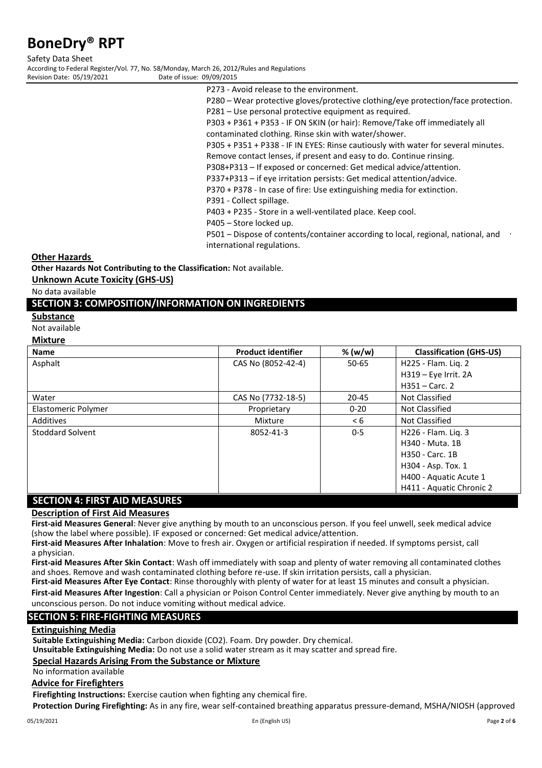P273 - Avoid release to the environment.

P280 – Wear protective gloves/protective clothing/eye protection/face protection.

P281 – Use personal protective equipment as required.

P303 + P361 + P353 - IF ON SKIN (or hair): Remove/Take off immediately all contaminated clothing. Rinse skin with water/shower.

P305 + P351 + P338 - IF IN EYES: Rinse cautiously with water for several minutes. Remove contact lenses, if present and easy to do. Continue rinsing.

P308+P313 – If exposed or concerned: Get medical advice/attention.

P337+P313 – if eye irritation persists: Get medical attention/advice.

P370 + P378 - In case of fire: Use extinguishing media for extinction.

P391 - Collect spillage.

P403 + P235 - Store in a well-ventilated place. Keep cool.

P405 – Store locked up.

P501 – Dispose of contents/container according to local, regional, national, and international regulations.

**Other Hazards**

**Other Hazards Not Contributing to the Classification:** Not available.

**Unknown Acute Toxicity (GHS-US)**

No data available

## SECTION 3: COMPOSITION/INFORMATION ON INGREDIENTS

**Substance**

Not available

**Mixture**

| Name | Product identifier | % (w/w) | Classification (GHS-US) |
|---|---|---|---|
| Asphalt | CAS No (8052-42-4) | 50-65 | H225 - Flam. Liq. 2<br>H319 – Eye Irrit. 2A<br>H351 – Carc. 2 |
| Water | CAS No (7732-18-5) | 20-45 | Not Classified |
| Elastomeric Polymer | Proprietary | 0-20 | Not Classified |
| Additives | Mixture | < 6 | Not Classified |
| Stoddard Solvent | 8052-41-3 | 0-5 | H226 - Flam. Liq. 3<br>H340 - Muta. 1B<br>H350 - Carc. 1B<br>H304 - Asp. Tox. 1<br>H400 - Aquatic Acute 1<br>H411 - Aquatic Chronic 2 |

## SECTION 4: FIRST AID MEASURES

**Description of First Aid Measures**

**First-aid Measures General**: Never give anything by mouth to an unconscious person. If you feel unwell, seek medical advice (show the label where possible). IF exposed or concerned: Get medical advice/attention.

**First-aid Measures After Inhalation**: Move to fresh air. Oxygen or artificial respiration if needed. If symptoms persist, call a physician.

**First-aid Measures After Skin Contact**: Wash off immediately with soap and plenty of water removing all contaminated clothes and shoes. Remove and wash contaminated clothing before re-use. If skin irritation persists, call a physician.

**First-aid Measures After Eye Contact**: Rinse thoroughly with plenty of water for at least 15 minutes and consult a physician.

**First-aid Measures After Ingestion**: Call a physician or Poison Control Center immediately. Never give anything by mouth to an unconscious person. Do not induce vomiting without medical advice.

## SECTION 5: FIRE-FIGHTING MEASURES

**Extinguishing Media**

**Suitable Extinguishing Media:** Carbon dioxide ($CO_2$). Foam. Dry powder. Dry chemical.

**Unsuitable Extinguishing Media:** Do not use a solid water stream as it may scatter and spread fire.

**Special Hazards Arising From the Substance or Mixture**

No information available

**Advice for Firefighters**

**Firefighting Instructions:** Exercise caution when fighting any chemical fire.

**Protection During Firefighting:** As in any fire, wear self-contained breathing apparatus pressure-demand, MSHA/NIOSH (approved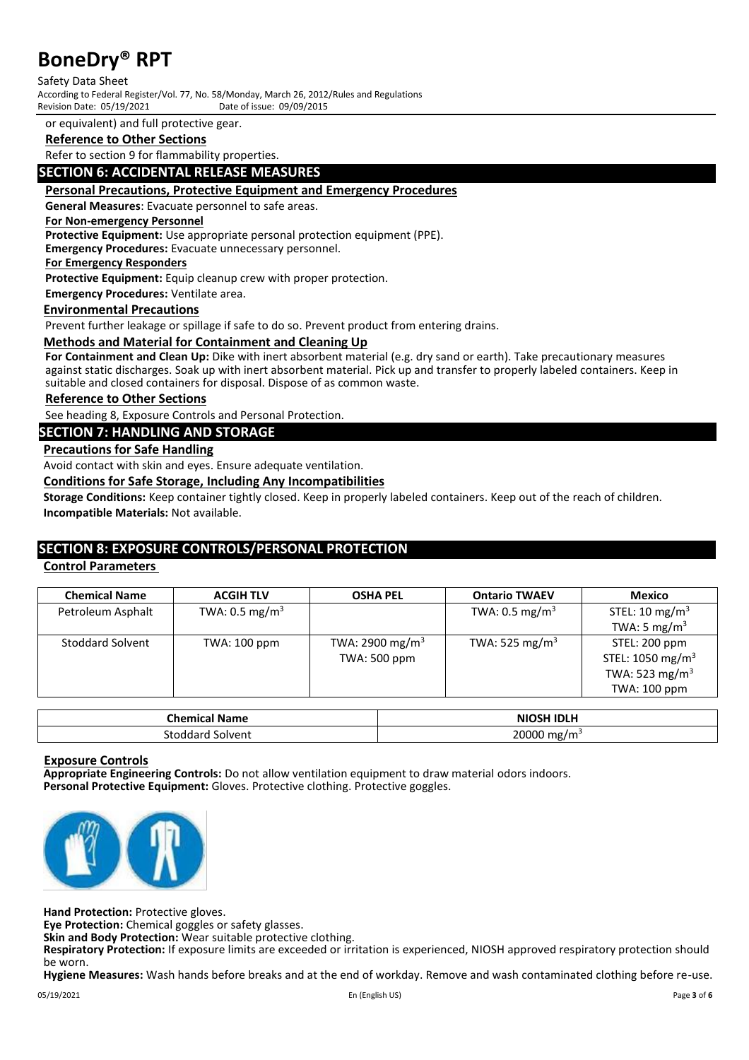or equivalent) and full protective gear.

**Reference to Other Sections**

Refer to section 9 for flammability properties.

## SECTION 6: ACCIDENTAL RELEASE MEASURES

**Personal Precautions, Protective Equipment and Emergency Procedures**

**General Measures**: Evacuate personnel to safe areas.

**For Non-emergency Personnel**

**Protective Equipment:** Use appropriate personal protection equipment (PPE).

**Emergency Procedures:** Evacuate unnecessary personnel.

**For Emergency Responders**

**Protective Equipment:** Equip cleanup crew with proper protection.

**Emergency Procedures:** Ventilate area.

**Environmental Precautions**

Prevent further leakage or spillage if safe to do so. Prevent product from entering drains.

**Methods and Material for Containment and Cleaning Up**

**For Containment and Clean Up:** Dike with inert absorbent material (e.g. dry sand or earth). Take precautionary measures against static discharges. Soak up with inert absorbent material. Pick up and transfer to properly labeled containers. Keep in suitable and closed containers for disposal. Dispose of as common waste.

**Reference to Other Sections**

See heading 8, Exposure Controls and Personal Protection.

## SECTION 7: HANDLING AND STORAGE

**Precautions for Safe Handling**

Avoid contact with skin and eyes. Ensure adequate ventilation.

**Conditions for Safe Storage, Including Any Incompatibilities**

**Storage Conditions:** Keep container tightly closed. Keep in properly labeled containers. Keep out of the reach of children.

**Incompatible Materials:** Not available.

## SECTION 8: EXPOSURE CONTROLS/PERSONAL PROTECTION

**Control Parameters**

| Chemical Name | ACGIH TLV | OSHA PEL | Ontario TWAEV | Mexico |
|---|---|---|---|---|
| Petroleum Asphalt | TWA: 0.5 $mg/m^3$ | | TWA: 0.5 $mg/m^3$ | STEL: 10 $mg/m^3$<br>TWA: 5 $mg/m^3$ |
| Stoddard Solvent | TWA: 100 ppm | TWA: 2900 $mg/m^3$<br>TWA: 500 ppm | TWA: 525 $mg/m^3$ | STEL: 200 ppm<br>STEL: 1050 $mg/m^3$<br>TWA: 523 $mg/m^3$<br>TWA: 100 ppm |

| Chemical Name | NIOSH IDLH |
|---|---|
| Stoddard Solvent | 20000 $mg/m^3$ |

**Exposure Controls**

**Appropriate Engineering Controls:** Do not allow ventilation equipment to draw material odors indoors.

**Personal Protective Equipment:** Gloves. Protective clothing. Protective goggles.

**Hand Protection:** Protective gloves.

**Eye Protection:** Chemical goggles or safety glasses.

**Skin and Body Protection:** Wear suitable protective clothing.

**Respiratory Protection:** If exposure limits are exceeded or irritation is experienced, NIOSH approved respiratory protection should be worn.

**Hygiene Measures:** Wash hands before breaks and at the end of workday. Remove and wash contaminated clothing before re-use.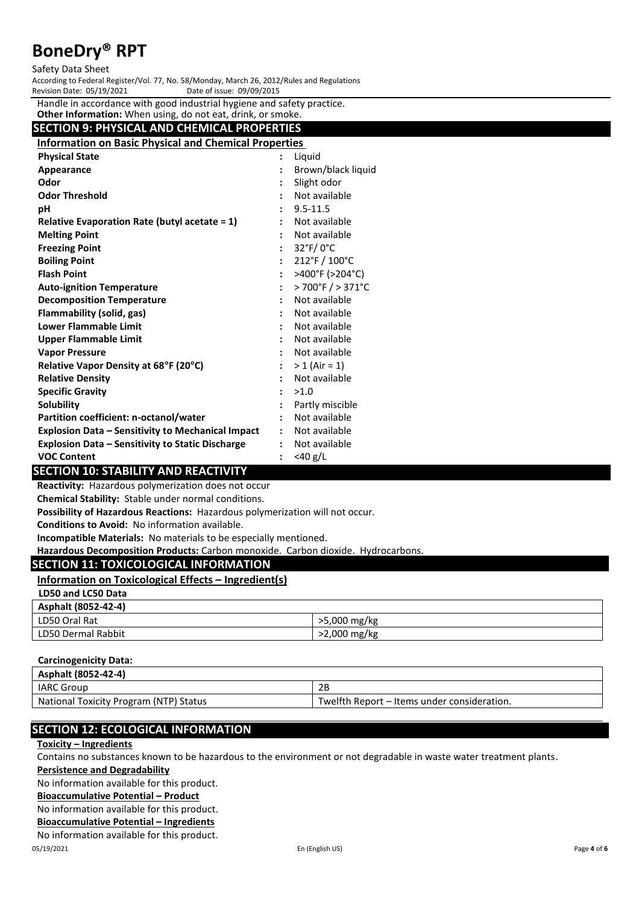Handle in accordance with good industrial hygiene and safety practice.

**Other Information:** When using, do not eat, drink, or smoke.

## SECTION 9: PHYSICAL AND CHEMICAL PROPERTIES

### Information on Basic Physical and Chemical Properties

| | |
|---|---|
| **Physical State** | : Liquid |
| **Appearance** | : Brown/black liquid |
| **Odor** | : Slight odor |
| **Odor Threshold** | : Not available |
| **pH** | : 9.5-11.5 |
| **Relative Evaporation Rate (butyl acetate = 1)** | : Not available |
| **Melting Point** | : Not available |
| **Freezing Point** | : 32°F/ 0°C |
| **Boiling Point** | : 212°F / 100°C |
| **Flash Point** | : >400°F (>204°C) |
| **Auto-ignition Temperature** | : > 700°F / > 371°C |
| **Decomposition Temperature** | : Not available |
| **Flammability (solid, gas)** | : Not available |
| **Lower Flammable Limit** | : Not available |
| **Upper Flammable Limit** | : Not available |
| **Vapor Pressure** | : Not available |
| **Relative Vapor Density at 68°F (20°C)** | : > 1 (Air = 1) |
| **Relative Density** | : Not available |
| **Specific Gravity** | : >1.0 |
| **Solubility** | : Partly miscible |
| **Partition coefficient: n-octanol/water** | : Not available |
| **Explosion Data – Sensitivity to Mechanical Impact** | : Not available |
| **Explosion Data – Sensitivity to Static Discharge** | : Not available |
| **VOC Content** | : <40 g/L |

## SECTION 10: STABILITY AND REACTIVITY

**Reactivity:** Hazardous polymerization does not occur

**Chemical Stability:** Stable under normal conditions.

**Possibility of Hazardous Reactions:** Hazardous polymerization will not occur.

**Conditions to Avoid:** No information available.

**Incompatible Materials:** No materials to be especially mentioned.

**Hazardous Decomposition Products:** Carbon monoxide. Carbon dioxide. Hydrocarbons.

## SECTION 11: TOXICOLOGICAL INFORMATION

### Information on Toxicological Effects – Ingredient(s)

**LD50 and LC50 Data**

| **Asphalt (8052-42-4)** | |
|---|---|
| LD50 Oral Rat | >5,000 mg/kg |
| LD50 Dermal Rabbit | >2,000 mg/kg |

**Carcinogenicity Data:**

| **Asphalt (8052-42-4)** | |
|---|---|
| IARC Group | 2B |
| National Toxicity Program (NTP) Status | Twelfth Report – Items under consideration. |

## SECTION 12: ECOLOGICAL INFORMATION

**Toxicity – Ingredients**

Contains no substances known to be hazardous to the environment or not degradable in waste water treatment plants.

**Persistence and Degradability**

No information available for this product.

**Bioaccumulative Potential – Product**

No information available for this product.

**Bioaccumulative Potential – Ingredients**

No information available for this product.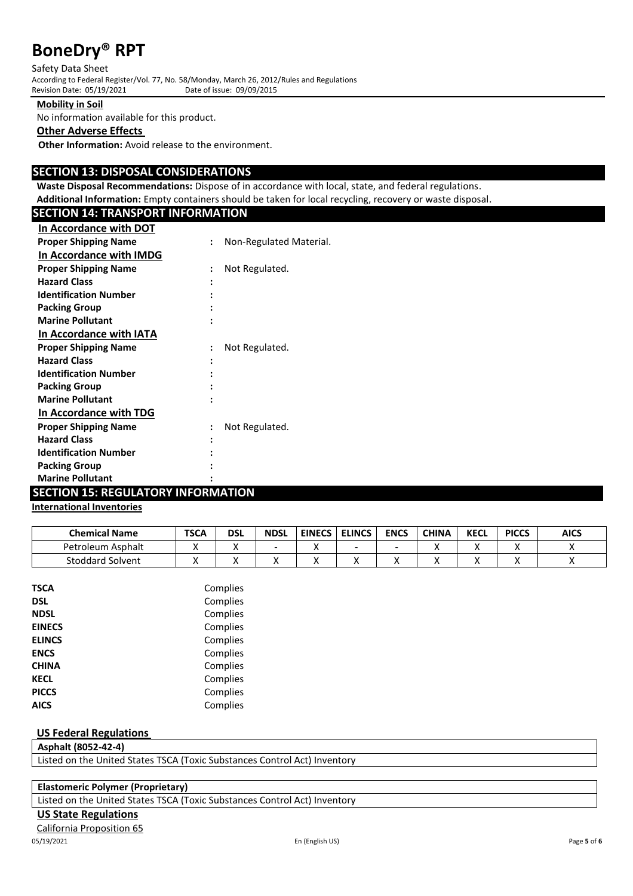**Mobility in Soil**

No information available for this product.

**Other Adverse Effects**

**Other Information:** Avoid release to the environment.

## SECTION 13: DISPOSAL CONSIDERATIONS

**Waste Disposal Recommendations:** Dispose of in accordance with local, state, and federal regulations.

**Additional Information:** Empty containers should be taken for local recycling, recovery or waste disposal.

## SECTION 14: TRANSPORT INFORMATION

**In Accordance with DOT**

**Proper Shipping Name** : Non-Regulated Material.

**In Accordance with IMDG**

**Proper Shipping Name** : Not Regulated.
**Hazard Class** :
**Identification Number** :
**Packing Group** :
**Marine Pollutant** :

**In Accordance with IATA**

**Proper Shipping Name** : Not Regulated.
**Hazard Class** :
**Identification Number** :
**Packing Group** :
**Marine Pollutant** :

**In Accordance with TDG**

**Proper Shipping Name** : Not Regulated.
**Hazard Class** :
**Identification Number** :
**Packing Group** :
**Marine Pollutant** :

## SECTION 15: REGULATORY INFORMATION

**International Inventories**

| Chemical Name | TSCA | DSL | NDSL | EINECS | ELINCS | ENCS | CHINA | KECL | PICCS | AICS |
|---|---|---|---|---|---|---|---|---|---|---|
| Petroleum Asphalt | X | X | - | X | - | - | X | X | X | X |
| Stoddard Solvent | X | X | X | X | X | X | X | X | X | X |

| | |
|---|---|
| **TSCA** | Complies |
| **DSL** | Complies |
| **NDSL** | Complies |
| **EINECS** | Complies |
| **ELINCS** | Complies |
| **ENCS** | Complies |
| **CHINA** | Complies |
| **KECL** | Complies |
| **PICCS** | Complies |
| **AICS** | Complies |

**US Federal Regulations**

**Asphalt (8052-42-4)**

Listed on the United States TSCA (Toxic Substances Control Act) Inventory

**Elastomeric Polymer (Proprietary)**

Listed on the United States TSCA (Toxic Substances Control Act) Inventory

**US State Regulations**

California Proposition 65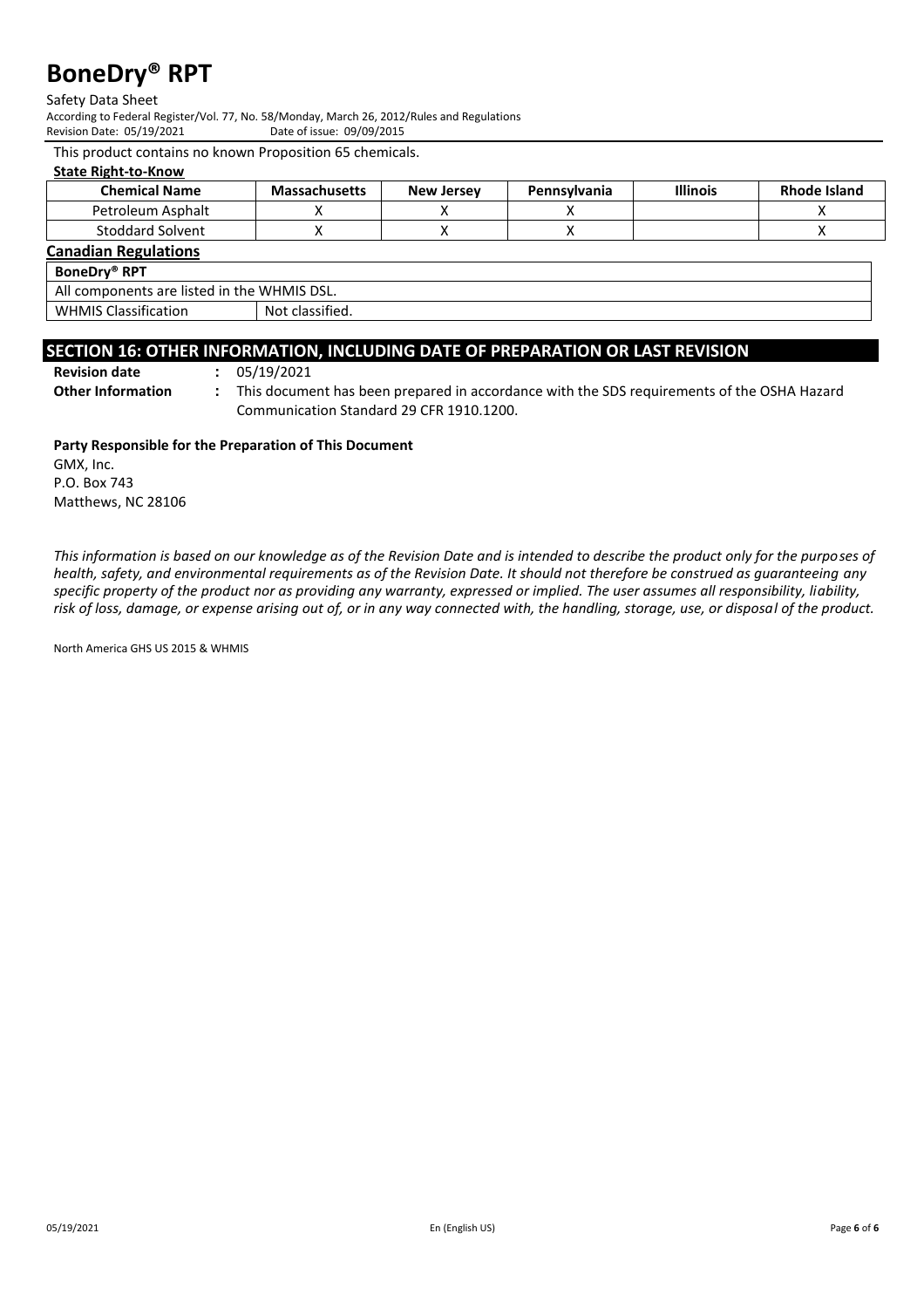This product contains no known Proposition 65 chemicals.

**State Right-to-Know**

| Chemical Name | Massachusetts | New Jersey | Pennsylvania | Illinois | Rhode Island |
|---|---|---|---|---|---|
| Petroleum Asphalt | X | X | X | | X |
| Stoddard Solvent | X | X | X | | X |

**Canadian Regulations**

| BoneDry® RPT | |
|---|---|
| All components are listed in the WHMIS DSL. | |
| WHMIS Classification | Not classified. |

## SECTION 16: OTHER INFORMATION, INCLUDING DATE OF PREPARATION OR LAST REVISION

**Revision date** : 05/19/2021

**Other Information** : This document has been prepared in accordance with the SDS requirements of the OSHA Hazard Communication Standard 29 CFR 1910.1200.

**Party Responsible for the Preparation of This Document**

GMX, Inc.
P.O. Box 743
Matthews, NC 28106

*This information is based on our knowledge as of the Revision Date and is intended to describe the product only for the purposes of health, safety, and environmental requirements as of the Revision Date. It should not therefore be construed as guaranteeing any specific property of the product nor as providing any warranty, expressed or implied. The user assumes all responsibility, liability, risk of loss, damage, or expense arising out of, or in any way connected with, the handling, storage, use, or disposal of the product.*

North America GHS US 2015 & WHMIS